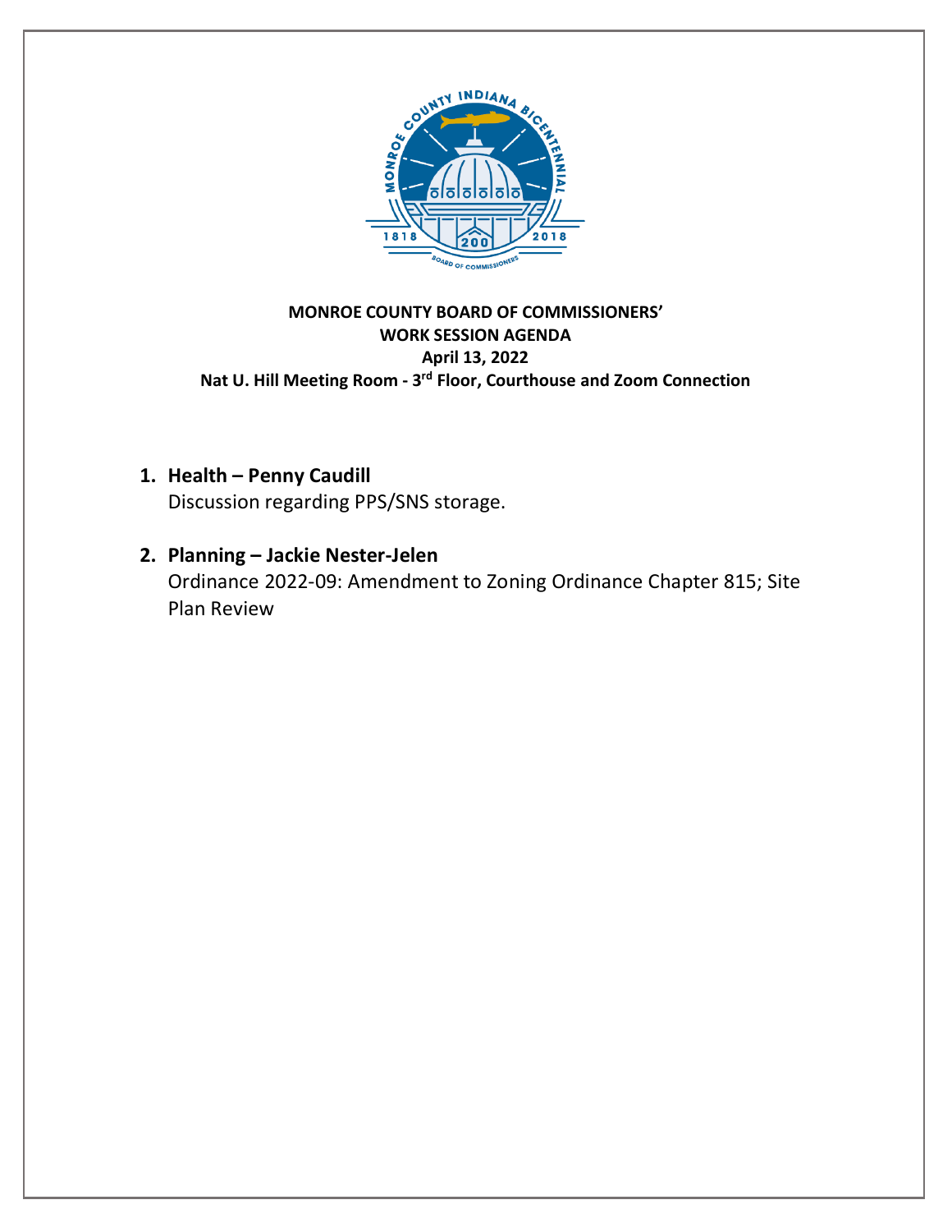**MONROE COUNTY BOARD OF COMMISSIONERS'**
**WORK SESSION AGENDA**
**April 13, 2022**
**Nat U. Hill Meeting Room - 3rd Floor, Courthouse and Zoom Connection**

1. **Health – Penny Caudill**
   Discussion regarding PPS/SNS storage.

2. **Planning – Jackie Nester-Jelen**
   Ordinance 2022-09: Amendment to Zoning Ordinance Chapter 815; Site Plan Review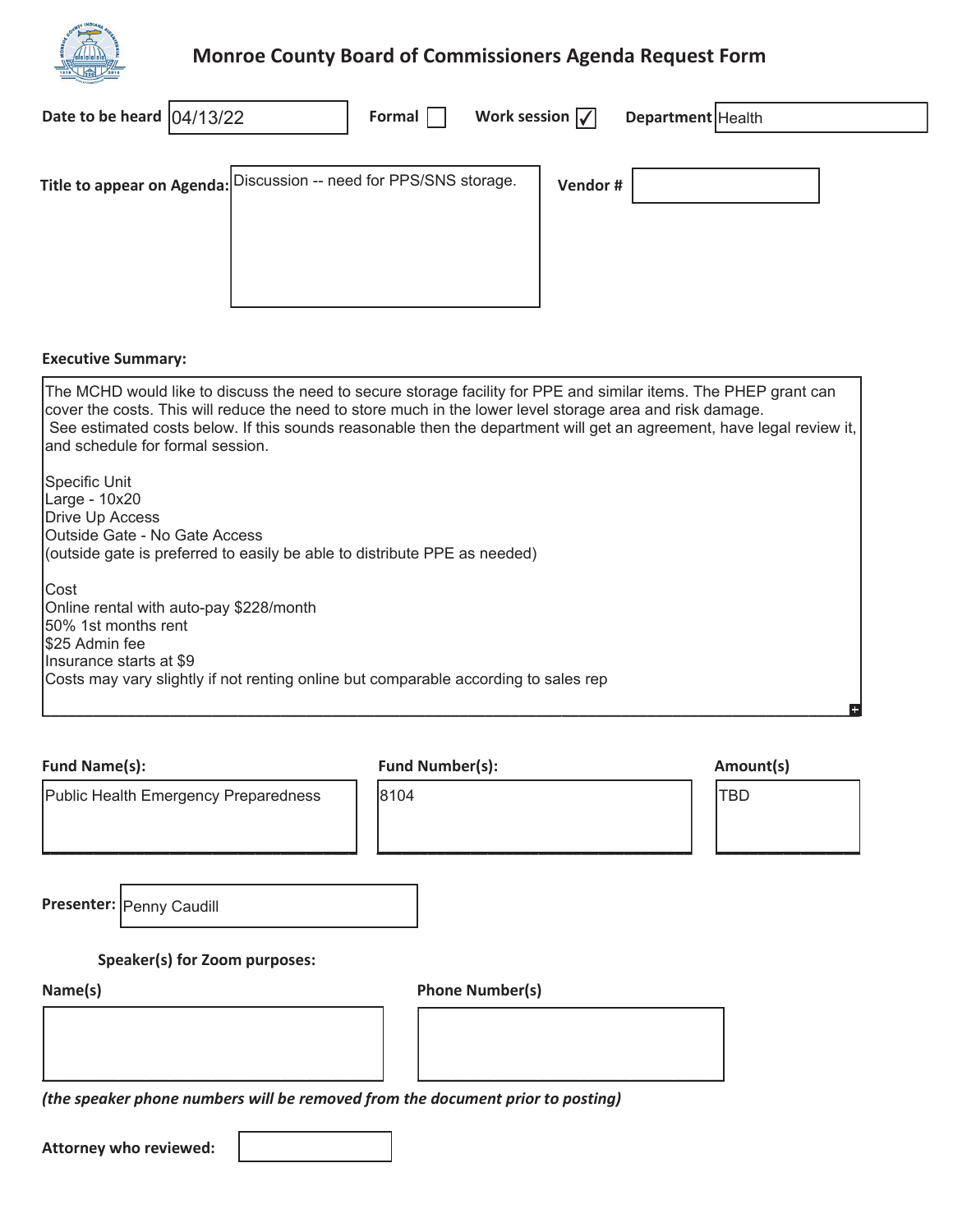# Monroe County Board of Commissioners Agenda Request Form

**Date to be heard** 04/13/22 **Formal** ☐ **Work session** ☑ **Department** Health

**Title to appear on Agenda:** Discussion -- need for PPS/SNS storage.

**Vendor #**

**Executive Summary:**

The MCHD would like to discuss the need to secure storage facility for PPE and similar items. The PHEP grant can cover the costs. This will reduce the need to store much in the lower level storage area and risk damage.
See estimated costs below. If this sounds reasonable then the department will get an agreement, have legal review it, and schedule for formal session.

Specific Unit
Large - 10x20
Drive Up Access
Outside Gate - No Gate Access
(outside gate is preferred to easily be able to distribute PPE as needed)

Cost
Online rental with auto-pay $228/month
50% 1st months rent
$25 Admin fee
Insurance starts at $9
Costs may vary slightly if not renting online but comparable according to sales rep

| Fund Name(s): | Fund Number(s): | Amount(s) |
|---|---|---|
| Public Health Emergency Preparedness | 8104 | TBD |

**Presenter:** Penny Caudill

**Speaker(s) for Zoom purposes:**

| Name(s) | Phone Number(s) |
|---|---|
| | |

***(the speaker phone numbers will be removed from the document prior to posting)***

**Attorney who reviewed:**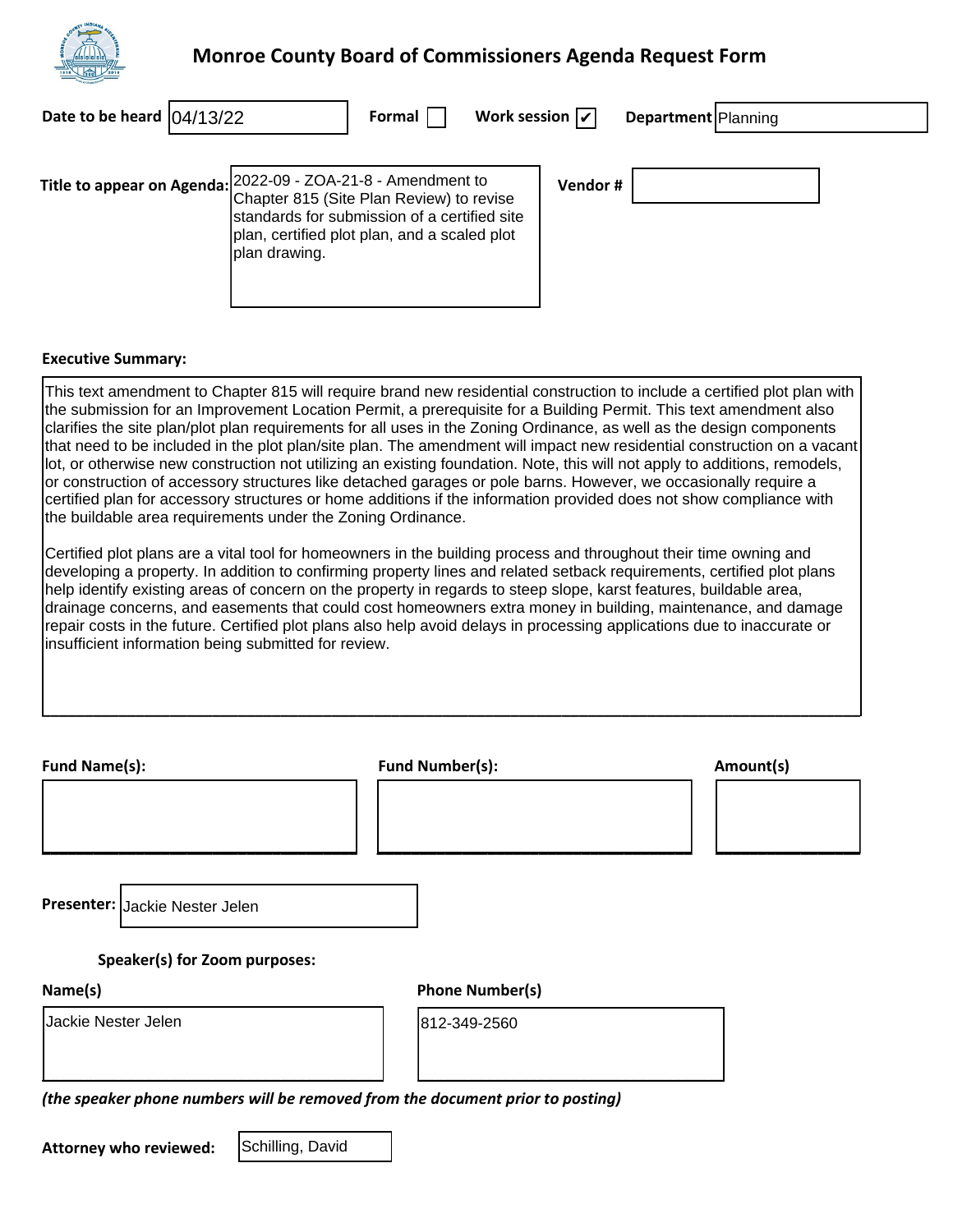# Monroe County Board of Commissioners Agenda Request Form

**Date to be heard** 04/13/22 **Formal** ☐ **Work session** ☑ **Department** Planning

**Title to appear on Agenda:** 2022-09 - ZOA-21-8 - Amendment to Chapter 815 (Site Plan Review) to revise standards for submission of a certified site plan, certified plot plan, and a scaled plot plan drawing.

**Vendor #**

**Executive Summary:**

This text amendment to Chapter 815 will require brand new residential construction to include a certified plot plan with the submission for an Improvement Location Permit, a prerequisite for a Building Permit. This text amendment also clarifies the site plan/plot plan requirements for all uses in the Zoning Ordinance, as well as the design components that need to be included in the plot plan/site plan. The amendment will impact new residential construction on a vacant lot, or otherwise new construction not utilizing an existing foundation. Note, this will not apply to additions, remodels, or construction of accessory structures like detached garages or pole barns. However, we occasionally require a certified plan for accessory structures or home additions if the information provided does not show compliance with the buildable area requirements under the Zoning Ordinance.

Certified plot plans are a vital tool for homeowners in the building process and throughout their time owning and developing a property. In addition to confirming property lines and related setback requirements, certified plot plans help identify existing areas of concern on the property in regards to steep slope, karst features, buildable area, drainage concerns, and easements that could cost homeowners extra money in building, maintenance, and damage repair costs in the future. Certified plot plans also help avoid delays in processing applications due to inaccurate or insufficient information being submitted for review.

| Fund Name(s): | Fund Number(s): | Amount(s) |
|---|---|---|
| | | |

**Presenter:** Jackie Nester Jelen

**Speaker(s) for Zoom purposes:**

| Name(s) | Phone Number(s) |
|---|---|
| Jackie Nester Jelen | 812-349-2560 |

***(the speaker phone numbers will be removed from the document prior to posting)***

**Attorney who reviewed:** Schilling, David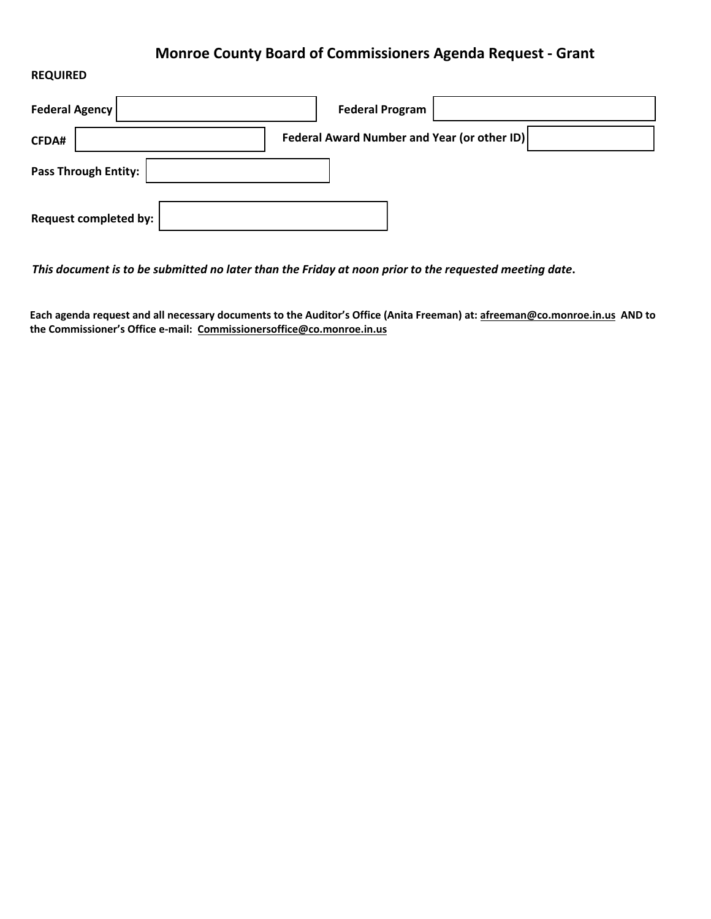# Monroe County Board of Commissioners Agenda Request - Grant

**REQUIRED**

**Federal Agency** 

**Federal Program** 

**CFDA#** 

**Federal Award Number and Year (or other ID)** 

**Pass Through Entity:** 

**Request completed by:** 

***This document is to be submitted no later than the Friday at noon prior to the requested meeting date.***

**Each agenda request and all necessary documents to the Auditor's Office (Anita Freeman) at: afreeman@co.monroe.in.us AND to the Commissioner's Office e-mail: Commissionersoffice@co.monroe.in.us**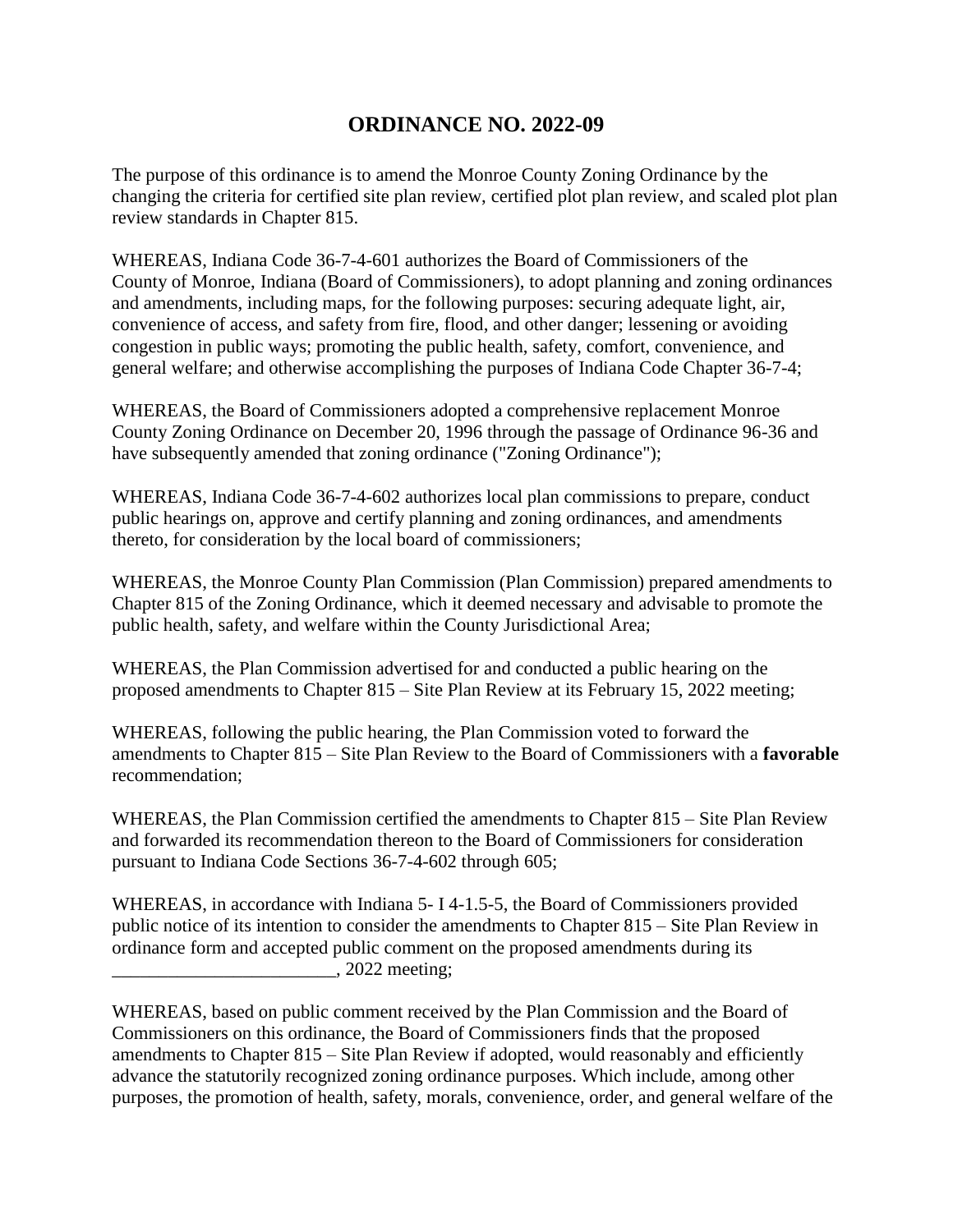# ORDINANCE NO. 2022-09

The purpose of this ordinance is to amend the Monroe County Zoning Ordinance by the changing the criteria for certified site plan review, certified plot plan review, and scaled plot plan review standards in Chapter 815.

WHEREAS, Indiana Code 36-7-4-601 authorizes the Board of Commissioners of the County of Monroe, Indiana (Board of Commissioners), to adopt planning and zoning ordinances and amendments, including maps, for the following purposes: securing adequate light, air, convenience of access, and safety from fire, flood, and other danger; lessening or avoiding congestion in public ways; promoting the public health, safety, comfort, convenience, and general welfare; and otherwise accomplishing the purposes of Indiana Code Chapter 36-7-4;

WHEREAS, the Board of Commissioners adopted a comprehensive replacement Monroe County Zoning Ordinance on December 20, 1996 through the passage of Ordinance 96-36 and have subsequently amended that zoning ordinance ("Zoning Ordinance");

WHEREAS, Indiana Code 36-7-4-602 authorizes local plan commissions to prepare, conduct public hearings on, approve and certify planning and zoning ordinances, and amendments thereto, for consideration by the local board of commissioners;

WHEREAS, the Monroe County Plan Commission (Plan Commission) prepared amendments to Chapter 815 of the Zoning Ordinance, which it deemed necessary and advisable to promote the public health, safety, and welfare within the County Jurisdictional Area;

WHEREAS, the Plan Commission advertised for and conducted a public hearing on the proposed amendments to Chapter 815 – Site Plan Review at its February 15, 2022 meeting;

WHEREAS, following the public hearing, the Plan Commission voted to forward the amendments to Chapter 815 – Site Plan Review to the Board of Commissioners with a **favorable** recommendation;

WHEREAS, the Plan Commission certified the amendments to Chapter 815 – Site Plan Review and forwarded its recommendation thereon to the Board of Commissioners for consideration pursuant to Indiana Code Sections 36-7-4-602 through 605;

WHEREAS, in accordance with Indiana 5- I 4-1.5-5, the Board of Commissioners provided public notice of its intention to consider the amendments to Chapter 815 – Site Plan Review in ordinance form and accepted public comment on the proposed amendments during its ________________________, 2022 meeting;

WHEREAS, based on public comment received by the Plan Commission and the Board of Commissioners on this ordinance, the Board of Commissioners finds that the proposed amendments to Chapter 815 – Site Plan Review if adopted, would reasonably and efficiently advance the statutorily recognized zoning ordinance purposes. Which include, among other purposes, the promotion of health, safety, morals, convenience, order, and general welfare of the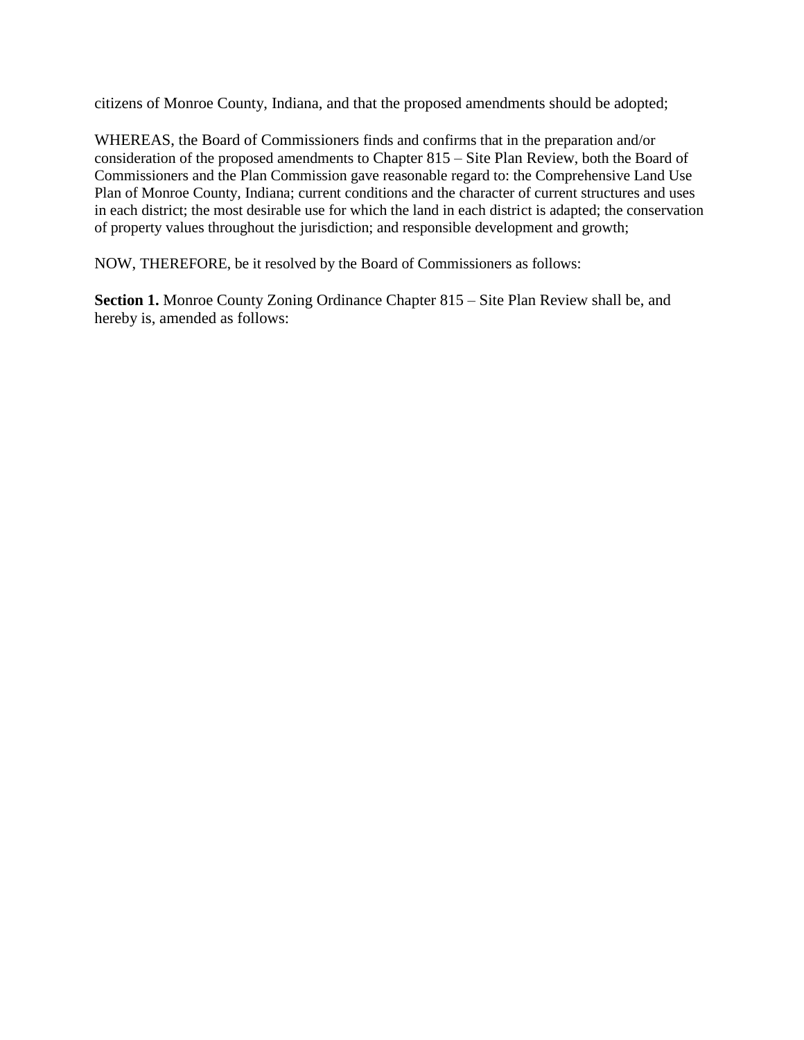citizens of Monroe County, Indiana, and that the proposed amendments should be adopted;

WHEREAS, the Board of Commissioners finds and confirms that in the preparation and/or consideration of the proposed amendments to Chapter 815 – Site Plan Review, both the Board of Commissioners and the Plan Commission gave reasonable regard to: the Comprehensive Land Use Plan of Monroe County, Indiana; current conditions and the character of current structures and uses in each district; the most desirable use for which the land in each district is adapted; the conservation of property values throughout the jurisdiction; and responsible development and growth;

NOW, THEREFORE, be it resolved by the Board of Commissioners as follows:

**Section 1.** Monroe County Zoning Ordinance Chapter 815 – Site Plan Review shall be, and hereby is, amended as follows: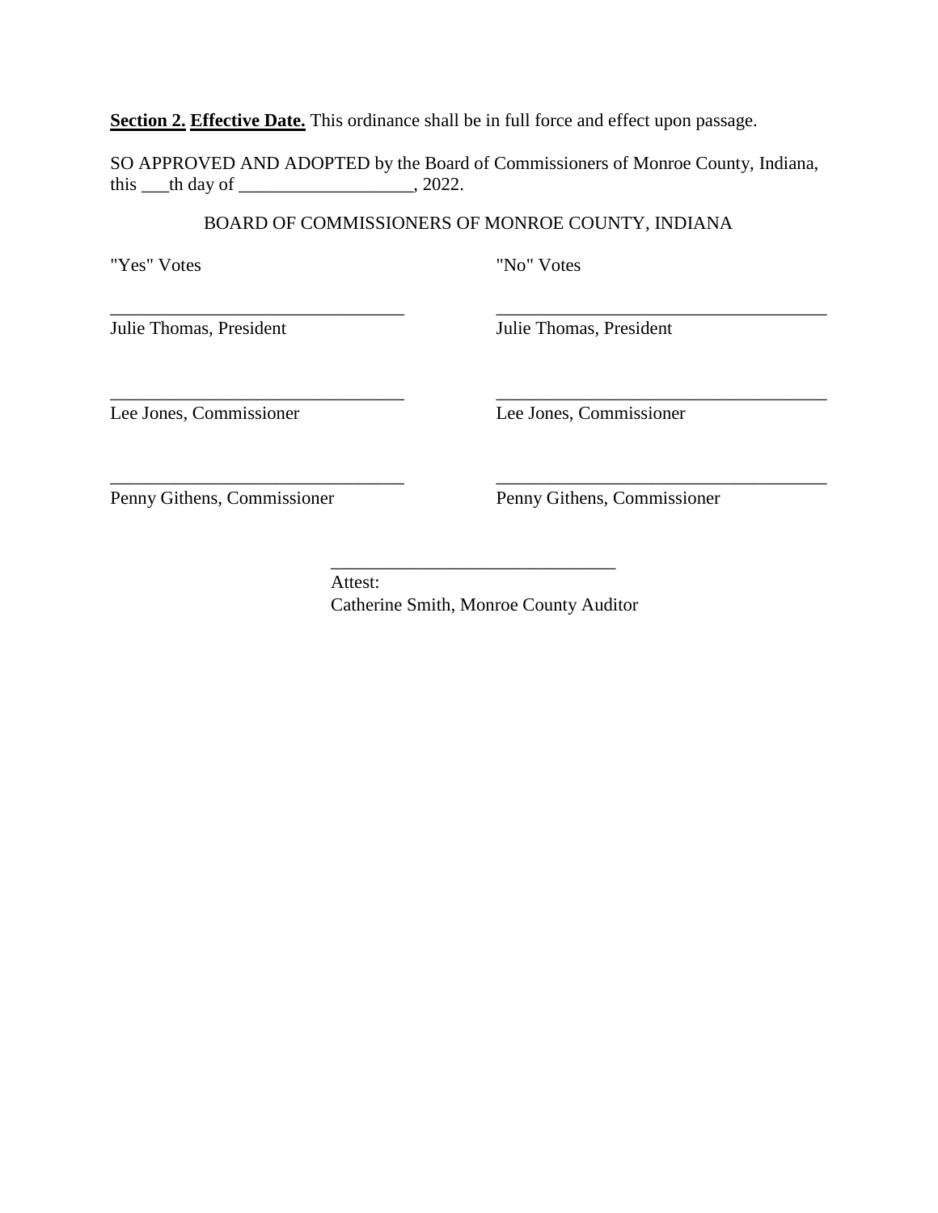**<u>Section 2.</u> <u>Effective Date.</u>** This ordinance shall be in full force and effect upon passage.

SO APPROVED AND ADOPTED by the Board of Commissioners of Monroe County, Indiana, this ___th day of ___________________, 2022.

BOARD OF COMMISSIONERS OF MONROE COUNTY, INDIANA

| "Yes" Votes | "No" Votes |
|---|---|
| ________________________________ | ____________________________________ |
| Julie Thomas, President | Julie Thomas, President |
| ________________________________ | ____________________________________ |
| Lee Jones, Commissioner | Lee Jones, Commissioner |
| ________________________________ | ____________________________________ |
| Penny Githens, Commissioner | Penny Githens, Commissioner |

_______________________________

Attest:
Catherine Smith, Monroe County Auditor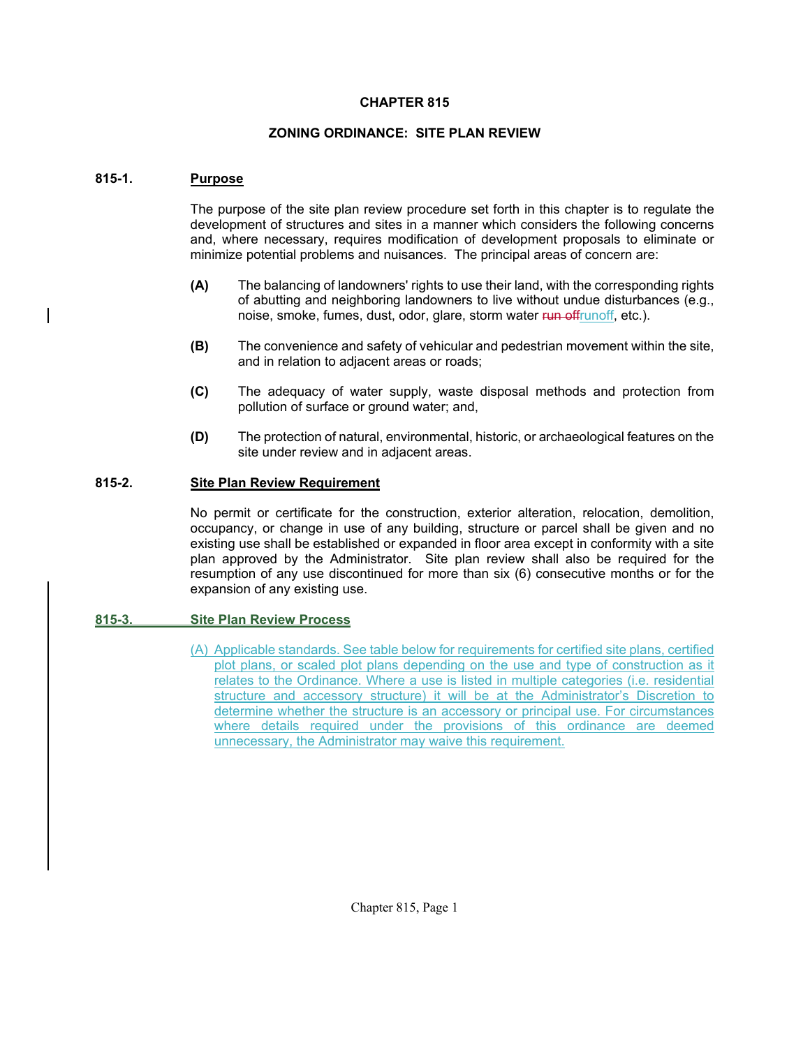# CHAPTER 815

## ZONING ORDINANCE: SITE PLAN REVIEW

### 815-1. Purpose

The purpose of the site plan review procedure set forth in this chapter is to regulate the development of structures and sites in a manner which considers the following concerns and, where necessary, requires modification of development proposals to eliminate or minimize potential problems and nuisances. The principal areas of concern are:

**(A)** The balancing of landowners' rights to use their land, with the corresponding rights of abutting and neighboring landowners to live without undue disturbances (e.g., noise, smoke, fumes, dust, odor, glare, storm water ~~run off~~runoff, etc.).

**(B)** The convenience and safety of vehicular and pedestrian movement within the site, and in relation to adjacent areas or roads;

**(C)** The adequacy of water supply, waste disposal methods and protection from pollution of surface or ground water; and,

**(D)** The protection of natural, environmental, historic, or archaeological features on the site under review and in adjacent areas.

### 815-2. Site Plan Review Requirement

No permit or certificate for the construction, exterior alteration, relocation, demolition, occupancy, or change in use of any building, structure or parcel shall be given and no existing use shall be established or expanded in floor area except in conformity with a site plan approved by the Administrator. Site plan review shall also be required for the resumption of any use discontinued for more than six (6) consecutive months or for the expansion of any existing use.

### 815-3. Site Plan Review Process

(A) Applicable standards. See table below for requirements for certified site plans, certified plot plans, or scaled plot plans depending on the use and type of construction as it relates to the Ordinance. Where a use is listed in multiple categories (i.e. residential structure and accessory structure) it will be at the Administrator's Discretion to determine whether the structure is an accessory or principal use. For circumstances where details required under the provisions of this ordinance are deemed unnecessary, the Administrator may waive this requirement.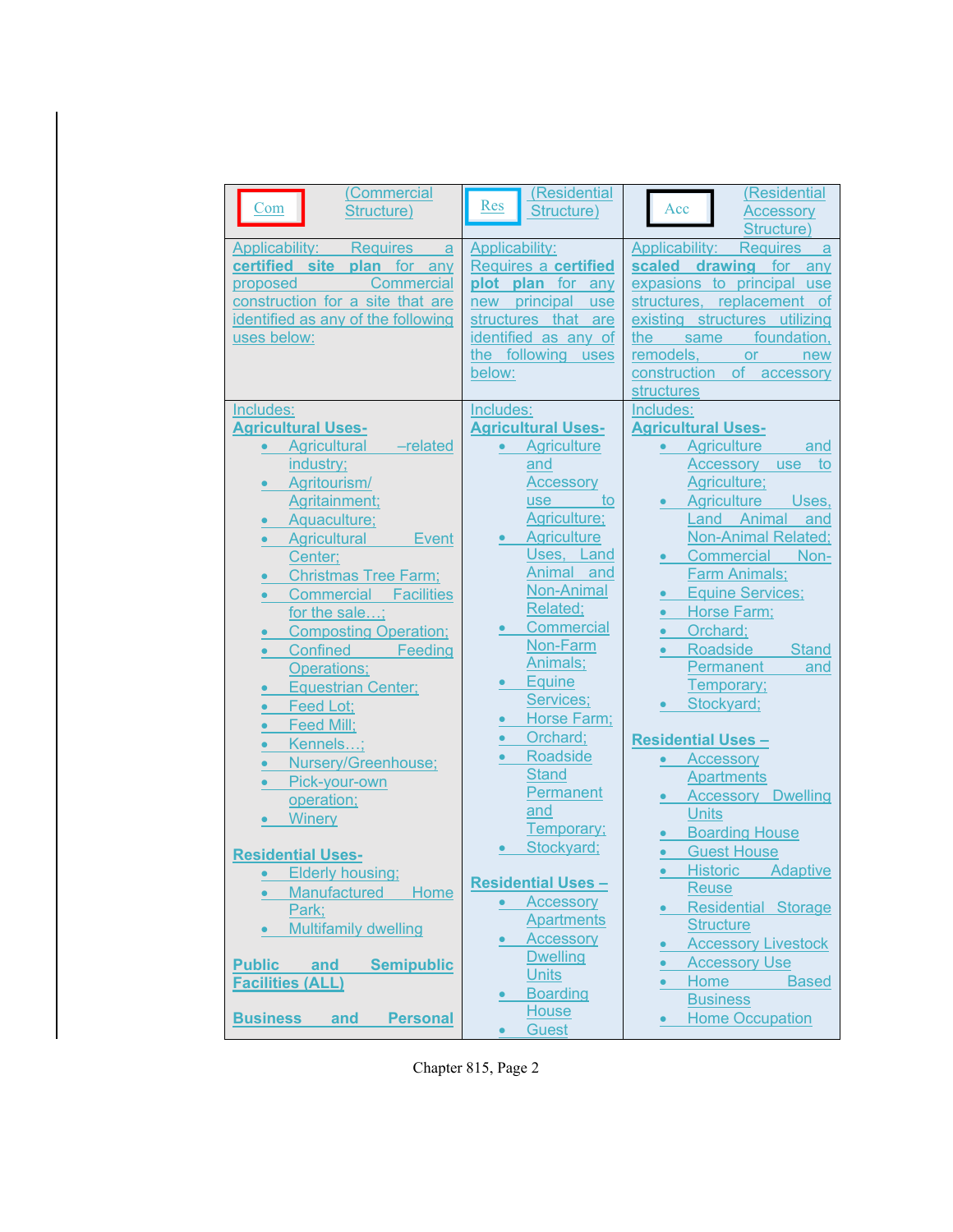| Com (Commercial Structure) | Res (Residential Structure) | Acc (Residential Accessory Structure) |
|---|---|---|
| Applicability: Requires a **certified site plan** for any proposed Commercial construction for a site that are identified as any of the following uses below: | Applicability: Requires a **certified plot plan** for any new principal use structures that are identified as any of the following uses below: | Applicability: Requires a **scaled drawing** for any expasions to principal use structures, replacement of existing structures utilizing the same foundation, remodels, or new construction of accessory structures |
| Includes:<br>**Agricultural Uses-**<br>• Agricultural –related industry;<br>• Agritourism/ Agritainment;<br>• Aquaculture;<br>• Agricultural Event Center;<br>• Christmas Tree Farm;<br>• Commercial Facilities for the sale…;<br>• Composting Operation;<br>• Confined Feeding Operations;<br>• Equestrian Center;<br>• Feed Lot;<br>• Feed Mill;<br>• Kennels…;<br>• Nursery/Greenhouse;<br>• Pick-your-own operation;<br>• Winery<br><br>**Residential Uses-**<br>• Elderly housing;<br>• Manufactured Home Park;<br>• Multifamily dwelling<br><br>**Public and Semipublic Facilities (ALL)**<br><br>**Business and Personal** | Includes:<br>**Agricultural Uses-**<br>• Agriculture and Accessory use to Agriculture;<br>• Agriculture Uses, Land Animal and Non-Animal Related;<br>• Commercial Non-Farm Animals;<br>• Equine Services;<br>• Horse Farm;<br>• Orchard;<br>• Roadside Stand Permanent and Temporary;<br>• Stockyard;<br><br>**Residential Uses –**<br>• Accessory Apartments<br>• Accessory Dwelling Units<br>• Boarding House<br>• Guest | Includes:<br>**Agricultural Uses-**<br>• Agriculture and Accessory use to Agriculture;<br>• Agriculture Uses, Land Animal and Non-Animal Related;<br>• Commercial Non-Farm Animals;<br>• Equine Services;<br>• Horse Farm;<br>• Orchard;<br>• Roadside Stand Permanent and Temporary;<br>• Stockyard;<br><br>**Residential Uses –**<br>• Accessory Apartments<br>• Accessory Dwelling Units<br>• Boarding House<br>• Guest House<br>• Historic Adaptive Reuse<br>• Residential Storage Structure<br>• Accessory Livestock<br>• Accessory Use<br>• Home Based Business<br>• Home Occupation |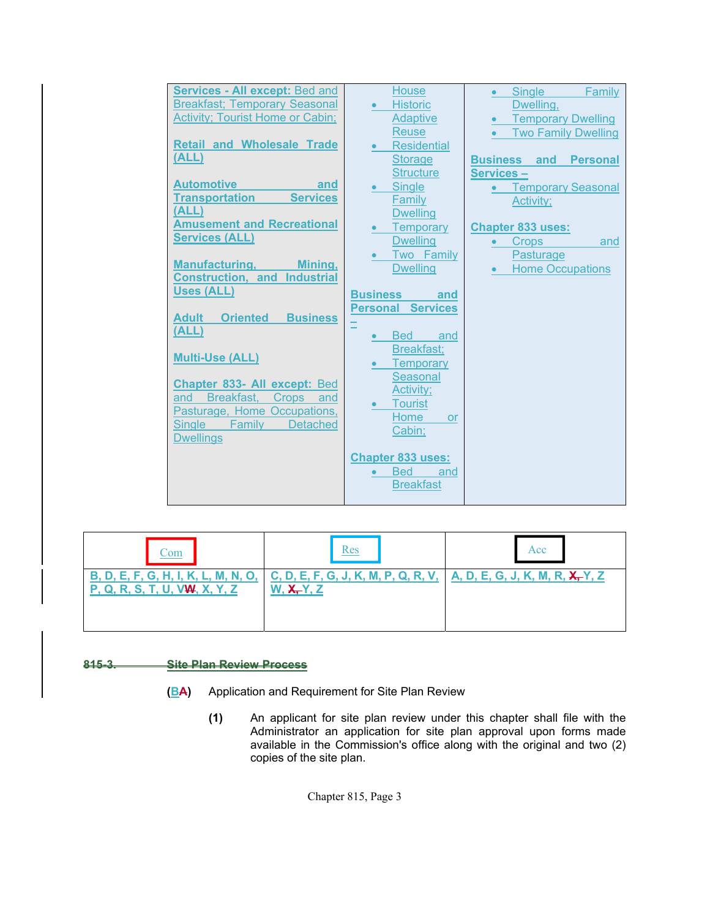| | | |
|---|---|---|
| **Services - All except:** Bed and Breakfast; Temporary Seasonal Activity; Tourist Home or Cabin;<br><br>**Retail and Wholesale Trade (ALL)**<br><br>**Automotive and Transportation Services (ALL)**<br>**Amusement and Recreational Services (ALL)**<br><br>**Manufacturing, Mining, Construction, and Industrial Uses (ALL)**<br><br>**Adult Oriented Business (ALL)**<br><br>**Multi-Use (ALL)**<br><br>**Chapter 833- All except:** Bed and Breakfast, Crops and Pasturage, Home Occupations, Single Family Detached Dwellings | House<br>• Historic Adaptive Reuse<br>• Residential Storage Structure<br>• Single Family Dwelling<br>• Temporary Dwelling<br>• Two Family Dwelling<br><br>**Business and Personal Services –**<br>• Bed and Breakfast;<br>• Temporary Seasonal Activity;<br>• Tourist Home or Cabin;<br><br>**Chapter 833 uses:**<br>• Bed and Breakfast | • Single Family Dwelling,<br>• Temporary Dwelling<br>• Two Family Dwelling<br><br>**Business and Personal Services –**<br>• Temporary Seasonal Activity;<br><br>**Chapter 833 uses:**<br>• Crops and Pasturage<br>• Home Occupations |

| Com | Res | Acc |
|---|---|---|
| B, D, E, F, G, H, I, K, L, M, N, O, P, Q, R, S, T, U, V~~W~~, X, Y, Z | C, D, E, F, G, J, K, M, P, Q, R, V, W, ~~X,~~ Y, Z | A, D, E, G, J, K, M, R, ~~X,~~ Y, Z |

~~**815-3. Site Plan Review Process**~~

**(B~~A~~)** Application and Requirement for Site Plan Review

**(1)** An applicant for site plan review under this chapter shall file with the Administrator an application for site plan approval upon forms made available in the Commission's office along with the original and two (2) copies of the site plan.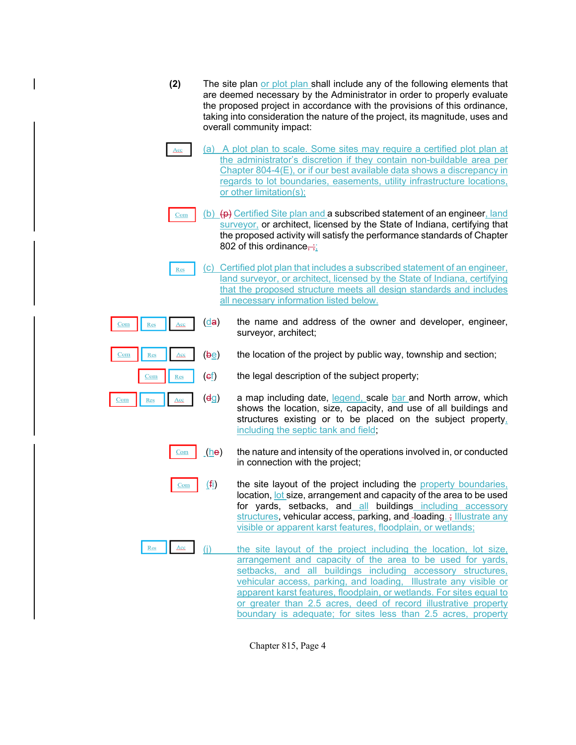**(2)** The site plan or plot plan shall include any of the following elements that are deemed necessary by the Administrator in order to properly evaluate the proposed project in accordance with the provisions of this ordinance, taking into consideration the nature of the project, its magnitude, uses and overall community impact:

Acc — (a) A plot plan to scale. Some sites may require a certified plot plan at the administrator's discretion if they contain non-buildable area per Chapter 804-4(E), or if our best available data shows a discrepancy in regards to lot boundaries, easements, utility infrastructure locations, or other limitation(s);

Com — (b) ~~(p)~~ Certified Site plan and a subscribed statement of an engineer, land surveyor, or architect, licensed by the State of Indiana, certifying that the proposed activity will satisfy the performance standards of Chapter 802 of this ordinance~~, ;~~;

Res — (c) Certified plot plan that includes a subscribed statement of an engineer, land surveyor, or architect, licensed by the State of Indiana, certifying that the proposed structure meets all design standards and includes all necessary information listed below.

Com Res Acc — (d~~a~~) the name and address of the owner and developer, engineer, surveyor, architect;

Com Res Acc — (~~b~~e) the location of the project by public way, township and section;

Com Res — (~~c~~f) the legal description of the subject property;

Com Res Acc — (~~d~~g) a map including date, legend, scale bar and North arrow, which shows the location, size, capacity, and use of all buildings and structures existing or to be placed on the subject property, including the septic tank and field;

Com — (h~~e~~) the nature and intensity of the operations involved in, or conducted in connection with the project;

Com — (~~f~~i) the site layout of the project including the property boundaries, location, lot size, arrangement and capacity of the area to be used for yards, setbacks, and all buildings including accessory structures, vehicular access, parking, and loading. ~~;~~ Illustrate any visible or apparent karst features, floodplain, or wetlands;

Res Acc — (j) the site layout of the project including the location, lot size, arrangement and capacity of the area to be used for yards, setbacks, and all buildings including accessory structures, vehicular access, parking, and loading. Illustrate any visible or apparent karst features, floodplain, or wetlands. For sites equal to or greater than 2.5 acres, deed of record illustrative property boundary is adequate; for sites less than 2.5 acres, property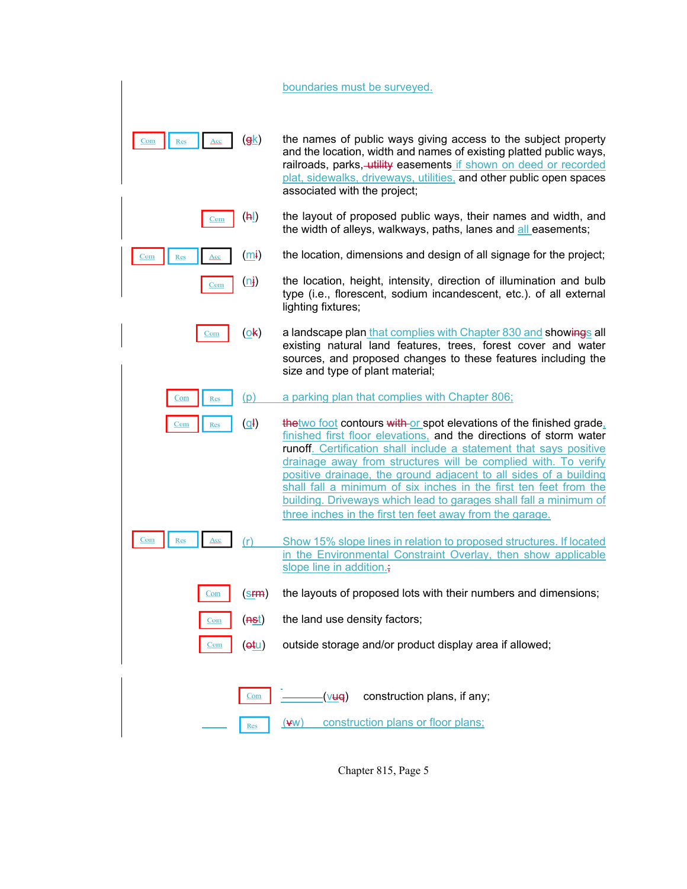boundaries must be surveyed.

Com Res Acc (gk) the names of public ways giving access to the subject property and the location, width and names of existing platted public ways, railroads, parks, utility easements if shown on deed or recorded plat, sidewalks, driveways, utilities, and other public open spaces associated with the project;

Com (hl) the layout of proposed public ways, their names and width, and the width of alleys, walkways, paths, lanes and all easements;

Com Res Acc (mi) the location, dimensions and design of all signage for the project;

Com (nj) the location, height, intensity, direction of illumination and bulb type (i.e., florescent, sodium incandescent, etc.). of all external lighting fixtures;

Com (ok) a landscape plan that complies with Chapter 830 and showings all existing natural land features, trees, forest cover and water sources, and proposed changes to these features including the size and type of plant material;

Com Res (p) a parking plan that complies with Chapter 806;

Com Res (ql) thetwo foot contours with or spot elevations of the finished grade, finished first floor elevations, and the directions of storm water runoff. Certification shall include a statement that says positive drainage away from structures will be complied with. To verify positive drainage, the ground adjacent to all sides of a building shall fall a minimum of six inches in the first ten feet from the building. Driveways which lead to garages shall fall a minimum of three inches in the first ten feet away from the garage.

Com Res Acc (r) Show 15% slope lines in relation to proposed structures. If located in the Environmental Constraint Overlay, then show applicable slope line in addition.;

Com (srm) the layouts of proposed lots with their numbers and dimensions;

Com (nst) the land use density factors;

Com (otu) outside storage and/or product display area if allowed;

Com (vuq) construction plans, if any;

Res (vw) construction plans or floor plans;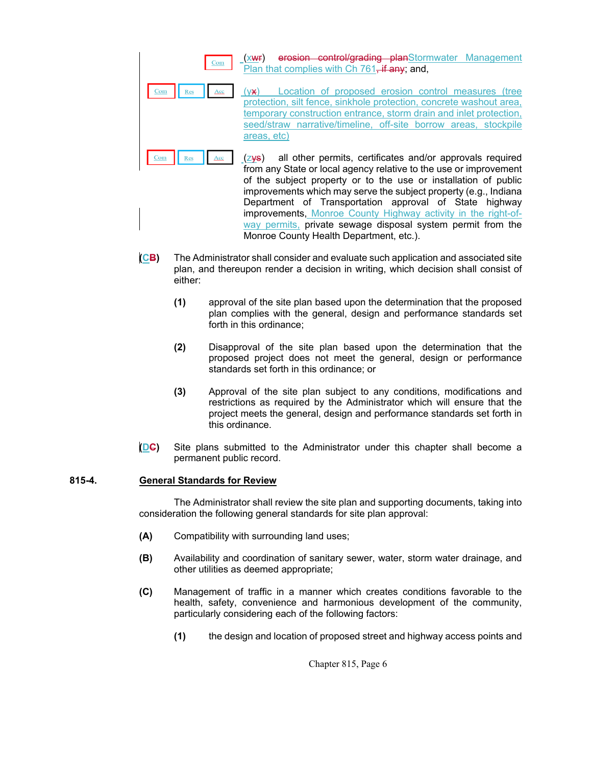Com (xwr) erosion control/grading planStormwater Management Plan that complies with Ch 761, if any; and,

Com Res Acc (yx) Location of proposed erosion control measures (tree protection, silt fence, sinkhole protection, concrete washout area, temporary construction entrance, storm drain and inlet protection, seed/straw narrative/timeline, off-site borrow areas, stockpile areas, etc)

Com Res Acc (zys) all other permits, certificates and/or approvals required from any State or local agency relative to the use or improvement of the subject property or to the use or installation of public improvements which may serve the subject property (e.g., Indiana Department of Transportation approval of State highway improvements, Monroe County Highway activity in the right-of-way permits, private sewage disposal system permit from the Monroe County Health Department, etc.).

**(CB)** The Administrator shall consider and evaluate such application and associated site plan, and thereupon render a decision in writing, which decision shall consist of either:

**(1)** approval of the site plan based upon the determination that the proposed plan complies with the general, design and performance standards set forth in this ordinance;

**(2)** Disapproval of the site plan based upon the determination that the proposed project does not meet the general, design or performance standards set forth in this ordinance; or

**(3)** Approval of the site plan subject to any conditions, modifications and restrictions as required by the Administrator which will ensure that the project meets the general, design and performance standards set forth in this ordinance.

**(DC)** Site plans submitted to the Administrator under this chapter shall become a permanent public record.

**815-4.** **General Standards for Review**

The Administrator shall review the site plan and supporting documents, taking into consideration the following general standards for site plan approval:

**(A)** Compatibility with surrounding land uses;

**(B)** Availability and coordination of sanitary sewer, water, storm water drainage, and other utilities as deemed appropriate;

**(C)** Management of traffic in a manner which creates conditions favorable to the health, safety, convenience and harmonious development of the community, particularly considering each of the following factors:

**(1)** the design and location of proposed street and highway access points and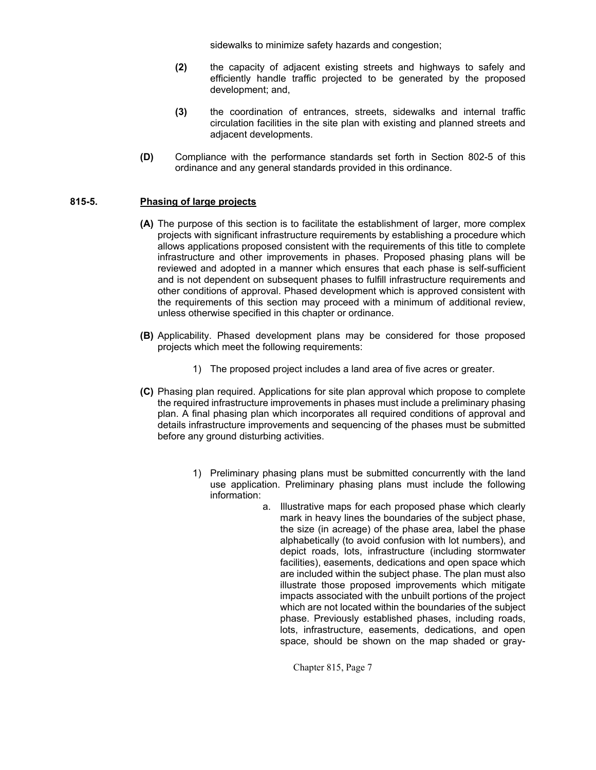sidewalks to minimize safety hazards and congestion;

**(2)** the capacity of adjacent existing streets and highways to safely and efficiently handle traffic projected to be generated by the proposed development; and,

**(3)** the coordination of entrances, streets, sidewalks and internal traffic circulation facilities in the site plan with existing and planned streets and adjacent developments.

**(D)** Compliance with the performance standards set forth in Section 802-5 of this ordinance and any general standards provided in this ordinance.

### 815-5. Phasing of large projects

**(A)** The purpose of this section is to facilitate the establishment of larger, more complex projects with significant infrastructure requirements by establishing a procedure which allows applications proposed consistent with the requirements of this title to complete infrastructure and other improvements in phases. Proposed phasing plans will be reviewed and adopted in a manner which ensures that each phase is self-sufficient and is not dependent on subsequent phases to fulfill infrastructure requirements and other conditions of approval. Phased development which is approved consistent with the requirements of this section may proceed with a minimum of additional review, unless otherwise specified in this chapter or ordinance.

**(B)** Applicability. Phased development plans may be considered for those proposed projects which meet the following requirements:

1) The proposed project includes a land area of five acres or greater.

**(C)** Phasing plan required. Applications for site plan approval which propose to complete the required infrastructure improvements in phases must include a preliminary phasing plan. A final phasing plan which incorporates all required conditions of approval and details infrastructure improvements and sequencing of the phases must be submitted before any ground disturbing activities.

1) Preliminary phasing plans must be submitted concurrently with the land use application. Preliminary phasing plans must include the following information:

   a. Illustrative maps for each proposed phase which clearly mark in heavy lines the boundaries of the subject phase, the size (in acreage) of the phase area, label the phase alphabetically (to avoid confusion with lot numbers), and depict roads, lots, infrastructure (including stormwater facilities), easements, dedications and open space which are included within the subject phase. The plan must also illustrate those proposed improvements which mitigate impacts associated with the unbuilt portions of the project which are not located within the boundaries of the subject phase. Previously established phases, including roads, lots, infrastructure, easements, dedications, and open space, should be shown on the map shaded or gray-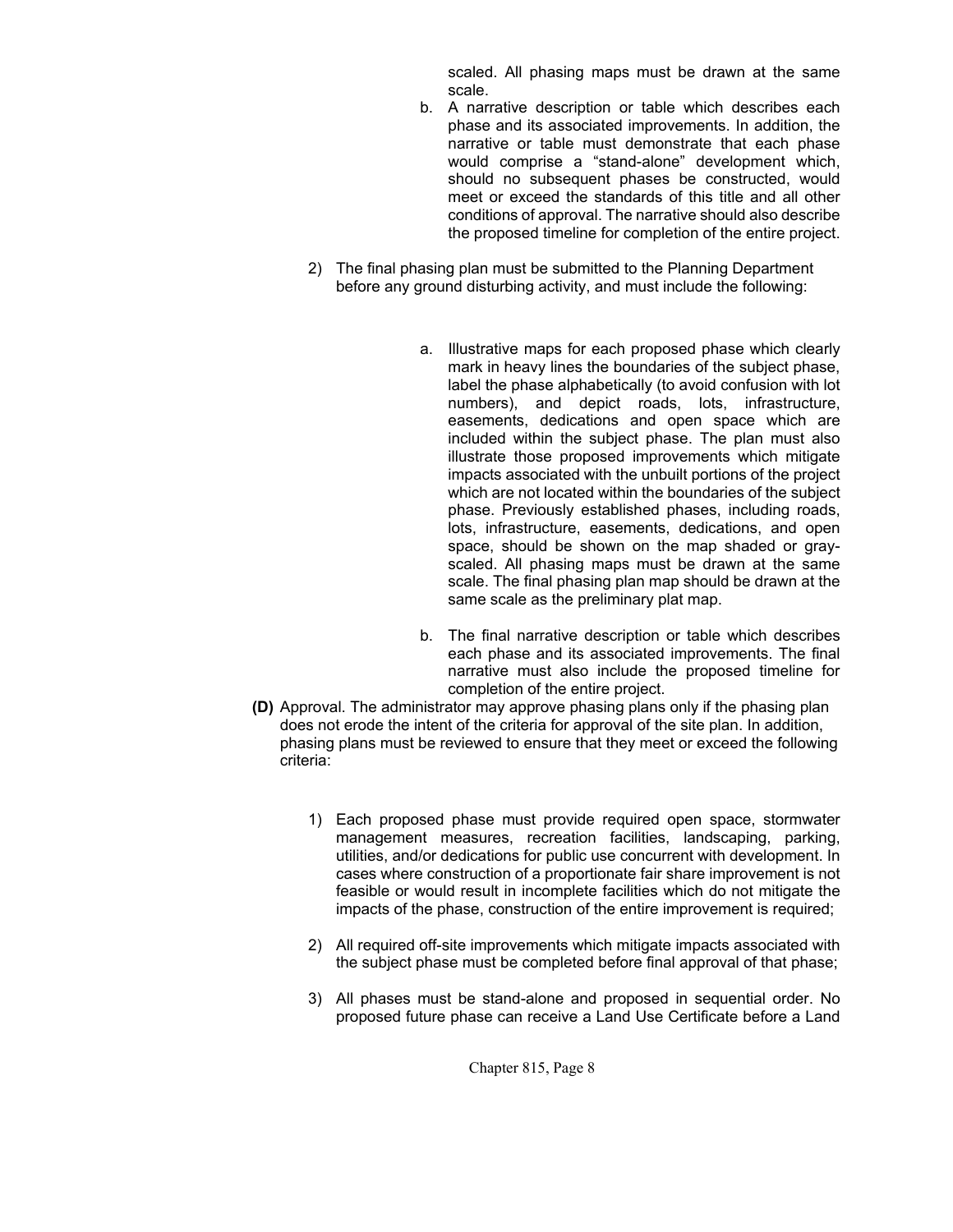scaled. All phasing maps must be drawn at the same scale.

b. A narrative description or table which describes each phase and its associated improvements. In addition, the narrative or table must demonstrate that each phase would comprise a "stand-alone" development which, should no subsequent phases be constructed, would meet or exceed the standards of this title and all other conditions of approval. The narrative should also describe the proposed timeline for completion of the entire project.

2) The final phasing plan must be submitted to the Planning Department before any ground disturbing activity, and must include the following:

a. Illustrative maps for each proposed phase which clearly mark in heavy lines the boundaries of the subject phase, label the phase alphabetically (to avoid confusion with lot numbers), and depict roads, lots, infrastructure, easements, dedications and open space which are included within the subject phase. The plan must also illustrate those proposed improvements which mitigate impacts associated with the unbuilt portions of the project which are not located within the boundaries of the subject phase. Previously established phases, including roads, lots, infrastructure, easements, dedications, and open space, should be shown on the map shaded or gray-scaled. All phasing maps must be drawn at the same scale. The final phasing plan map should be drawn at the same scale as the preliminary plat map.

b. The final narrative description or table which describes each phase and its associated improvements. The final narrative must also include the proposed timeline for completion of the entire project.

**(D)** Approval. The administrator may approve phasing plans only if the phasing plan does not erode the intent of the criteria for approval of the site plan. In addition, phasing plans must be reviewed to ensure that they meet or exceed the following criteria:

1) Each proposed phase must provide required open space, stormwater management measures, recreation facilities, landscaping, parking, utilities, and/or dedications for public use concurrent with development. In cases where construction of a proportionate fair share improvement is not feasible or would result in incomplete facilities which do not mitigate the impacts of the phase, construction of the entire improvement is required;

2) All required off-site improvements which mitigate impacts associated with the subject phase must be completed before final approval of that phase;

3) All phases must be stand-alone and proposed in sequential order. No proposed future phase can receive a Land Use Certificate before a Land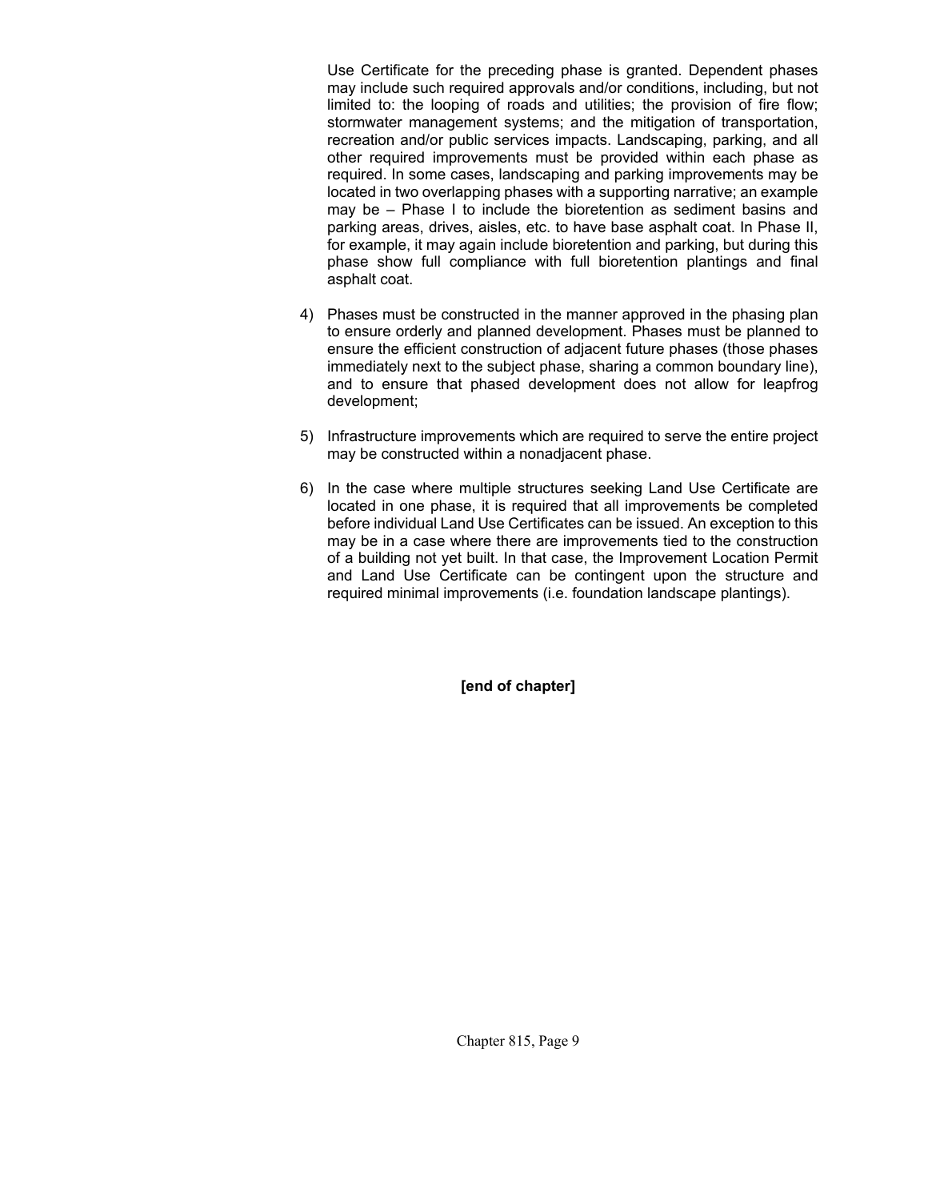Use Certificate for the preceding phase is granted. Dependent phases may include such required approvals and/or conditions, including, but not limited to: the looping of roads and utilities; the provision of fire flow; stormwater management systems; and the mitigation of transportation, recreation and/or public services impacts. Landscaping, parking, and all other required improvements must be provided within each phase as required. In some cases, landscaping and parking improvements may be located in two overlapping phases with a supporting narrative; an example may be – Phase I to include the bioretention as sediment basins and parking areas, drives, aisles, etc. to have base asphalt coat. In Phase II, for example, it may again include bioretention and parking, but during this phase show full compliance with full bioretention plantings and final asphalt coat.

4) Phases must be constructed in the manner approved in the phasing plan to ensure orderly and planned development. Phases must be planned to ensure the efficient construction of adjacent future phases (those phases immediately next to the subject phase, sharing a common boundary line), and to ensure that phased development does not allow for leapfrog development;

5) Infrastructure improvements which are required to serve the entire project may be constructed within a nonadjacent phase.

6) In the case where multiple structures seeking Land Use Certificate are located in one phase, it is required that all improvements be completed before individual Land Use Certificates can be issued. An exception to this may be in a case where there are improvements tied to the construction of a building not yet built. In that case, the Improvement Location Permit and Land Use Certificate can be contingent upon the structure and required minimal improvements (i.e. foundation landscape plantings).

**[end of chapter]**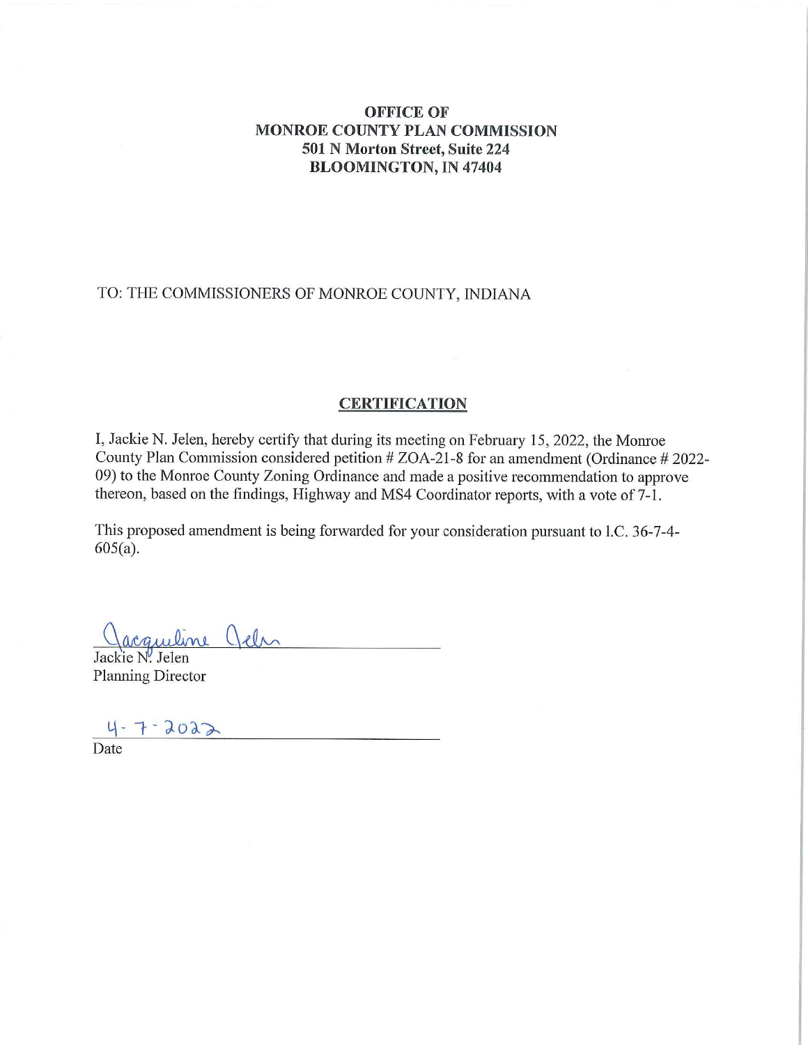**OFFICE OF**
**MONROE COUNTY PLAN COMMISSION**
**501 N Morton Street, Suite 224**
**BLOOMINGTON, IN 47404**

TO: THE COMMISSIONERS OF MONROE COUNTY, INDIANA

## CERTIFICATION

I, Jackie N. Jelen, hereby certify that during its meeting on February 15, 2022, the Monroe County Plan Commission considered petition # ZOA-21-8 for an amendment (Ordinance # 2022-09) to the Monroe County Zoning Ordinance and made a positive recommendation to approve thereon, based on the findings, Highway and MS4 Coordinator reports, with a vote of 7-1.

This proposed amendment is being forwarded for your consideration pursuant to I.C. 36-7-4-605(a).

Jacqueline Jelen

Jackie N. Jelen
Planning Director

4-7-2022

Date